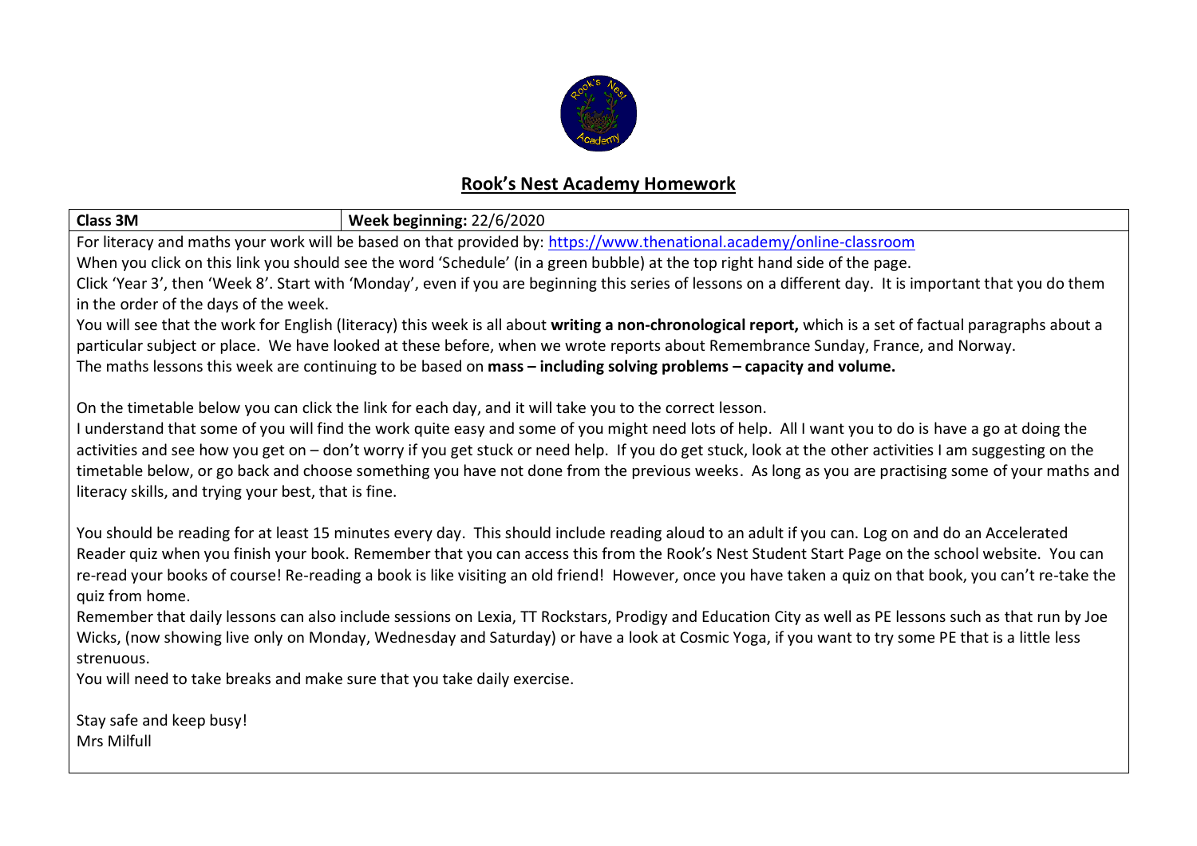# Rook's Nest Academy Homework

| **Class 3M** | **Week beginning:** 22/6/2020 |
|---|---|

For literacy and maths your work will be based on that provided by: [https://www.thenational.academy/online-classroom](https://www.thenational.academy/online-classroom)

When you click on this link you should see the word 'Schedule' (in a green bubble) at the top right hand side of the page.

Click 'Year 3', then 'Week 8'. Start with 'Monday', even if you are beginning this series of lessons on a different day. It is important that you do them in the order of the days of the week.

You will see that the work for English (literacy) this week is all about **writing a non-chronological report,** which is a set of factual paragraphs about a particular subject or place. We have looked at these before, when we wrote reports about Remembrance Sunday, France, and Norway.

The maths lessons this week are continuing to be based on **mass – including solving problems – capacity and volume.**

On the timetable below you can click the link for each day, and it will take you to the correct lesson.

I understand that some of you will find the work quite easy and some of you might need lots of help. All I want you to do is have a go at doing the activities and see how you get on – don't worry if you get stuck or need help. If you do get stuck, look at the other activities I am suggesting on the timetable below, or go back and choose something you have not done from the previous weeks. As long as you are practising some of your maths and literacy skills, and trying your best, that is fine.

You should be reading for at least 15 minutes every day. This should include reading aloud to an adult if you can. Log on and do an Accelerated Reader quiz when you finish your book. Remember that you can access this from the Rook's Nest Student Start Page on the school website. You can re-read your books of course! Re-reading a book is like visiting an old friend! However, once you have taken a quiz on that book, you can't re-take the quiz from home.

Remember that daily lessons can also include sessions on Lexia, TT Rockstars, Prodigy and Education City as well as PE lessons such as that run by Joe Wicks, (now showing live only on Monday, Wednesday and Saturday) or have a look at Cosmic Yoga, if you want to try some PE that is a little less strenuous.

You will need to take breaks and make sure that you take daily exercise.

Stay safe and keep busy!
Mrs Milfull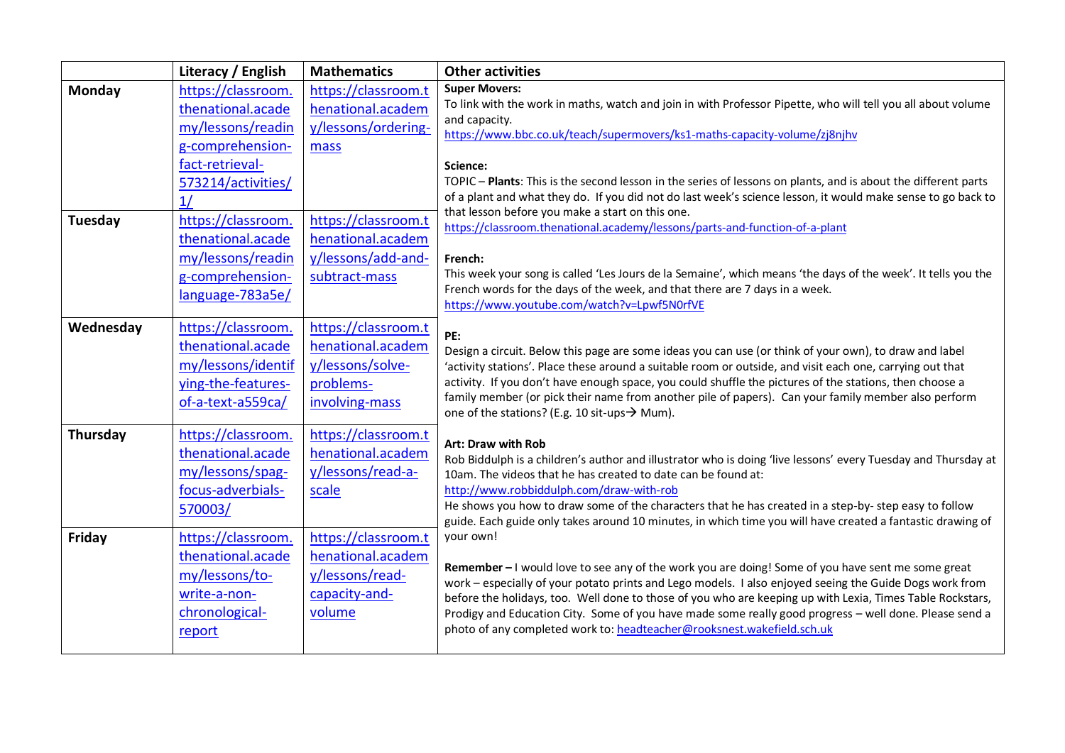| | Literacy / English | Mathematics | Other activities |
|---|---|---|---|
| **Monday** | https://classroom.thenational.academy/lessons/reading-comprehension-fact-retrieval-573214/activities/1/ | https://classroom.thenational.academy/lessons/ordering-mass | **Super Movers:**<br>To link with the work in maths, watch and join in with Professor Pipette, who will tell you all about volume and capacity.<br>https://www.bbc.co.uk/teach/supermovers/ks1-maths-capacity-volume/zj8njhv<br><br>**Science:**<br>TOPIC – **Plants**: This is the second lesson in the series of lessons on plants, and is about the different parts of a plant and what they do. If you did not do last week's science lesson, it would make sense to go back to that lesson before you make a start on this one.<br>https://classroom.thenational.academy/lessons/parts-and-function-of-a-plant<br><br>**French:**<br>This week your song is called 'Les Jours de la Semaine', which means 'the days of the week'. It tells you the French words for the days of the week, and that there are 7 days in a week.<br>https://www.youtube.com/watch?v=Lpwf5N0rfVE<br><br>**PE:**<br>Design a circuit. Below this page are some ideas you can use (or think of your own), to draw and label 'activity stations'. Place these around a suitable room or outside, and visit each one, carrying out that activity. If you don't have enough space, you could shuffle the pictures of the stations, then choose a family member (or pick their name from another pile of papers). Can your family member also perform one of the stations? (E.g. 10 sit-ups→ Mum).<br><br>**Art: Draw with Rob**<br>Rob Biddulph is a children's author and illustrator who is doing 'live lessons' every Tuesday and Thursday at 10am. The videos that he has created to date can be found at:<br>http://www.robbiddulph.com/draw-with-rob<br>He shows you how to draw some of the characters that he has created in a step-by- step easy to follow guide. Each guide only takes around 10 minutes, in which time you will have created a fantastic drawing of your own!<br><br>**Remember –** I would love to see any of the work you are doing! Some of you have sent me some great work – especially of your potato prints and Lego models. I also enjoyed seeing the Guide Dogs work from before the holidays, too. Well done to those of you who are keeping up with Lexia, Times Table Rockstars, Prodigy and Education City. Some of you have made some really good progress – well done. Please send a photo of any completed work to: headteacher@rooksnest.wakefield.sch.uk |
| **Tuesday** | https://classroom.thenational.academy/lessons/reading-comprehension-language-783a5e/ | https://classroom.thenational.academy/lessons/add-and-subtract-mass | |
| **Wednesday** | https://classroom.thenational.academy/lessons/identifying-the-features-of-a-text-a559ca/ | https://classroom.thenational.academy/lessons/solve-problems-involving-mass | |
| **Thursday** | https://classroom.thenational.academy/lessons/spag-focus-adverbials-570003/ | https://classroom.thenational.academy/lessons/read-a-scale | |
| **Friday** | https://classroom.thenational.academy/lessons/to-write-a-non-chronological-report | https://classroom.thenational.academy/lessons/read-capacity-and-volume | |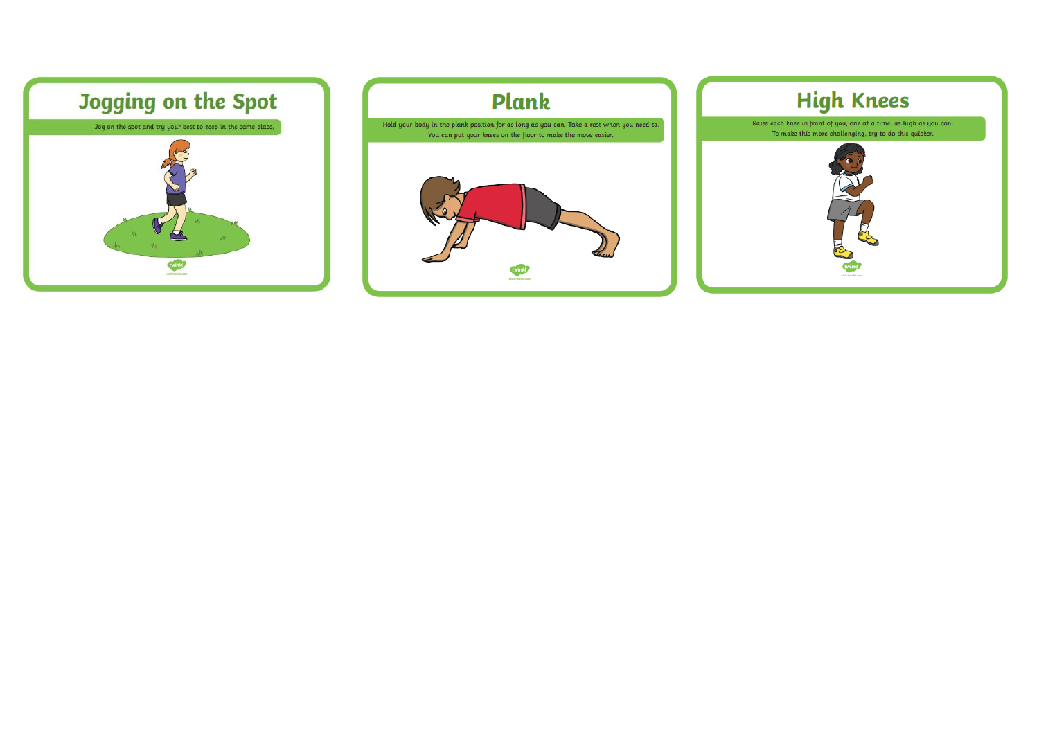# Jogging on the Spot

Jog on the spot and try your best to keep in the same place.

# Plank

Hold your body in the plank position for as long as you can. Take a rest when you need to. You can put your knees on the floor to make the move easier.

# High Knees

Raise each knee in front of you, one at a time, as high as you can. To make this more challenging, try to do this quicker.